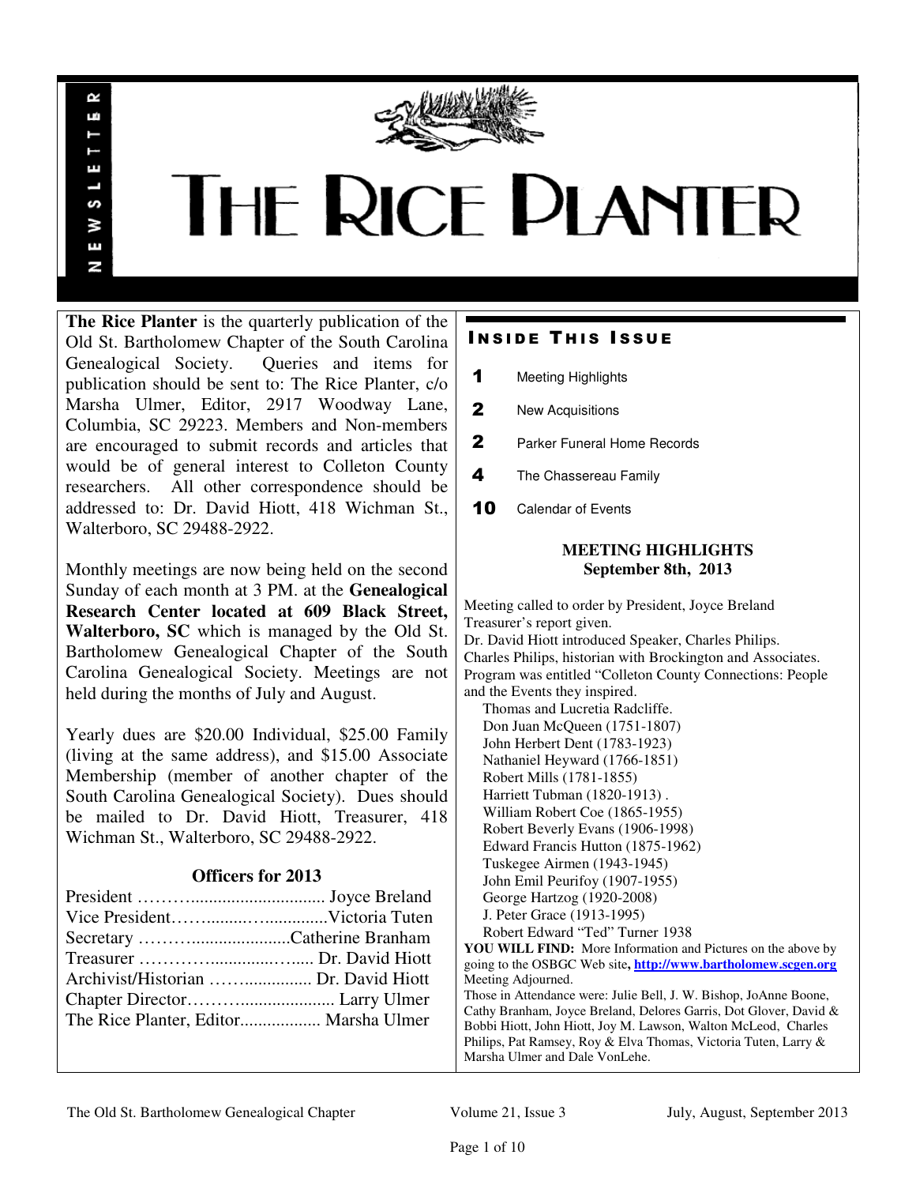# THE RICE PLANTER

NEWSLETTER

**The Rice Planter** is the quarterly publication of the Old St. Bartholomew Chapter of the South Carolina Genealogical Society. Queries and items for publication should be sent to: The Rice Planter, c/o Marsha Ulmer, Editor, 2917 Woodway Lane, Columbia, SC 29223. Members and Non-members are encouraged to submit records and articles that would be of general interest to Colleton County researchers. All other correspondence should be addressed to: Dr. David Hiott, 418 Wichman St., Walterboro, SC 29488-2922.

Monthly meetings are now being held on the second Sunday of each month at 3 PM. at the **Genealogical Research Center located at 609 Black Street, Walterboro, SC** which is managed by the Old St. Bartholomew Genealogical Chapter of the South Carolina Genealogical Society. Meetings are not held during the months of July and August.

Yearly dues are $20.00 Individual, $25.00 Family (living at the same address), and $15.00 Associate Membership (member of another chapter of the South Carolina Genealogical Society). Dues should be mailed to Dr. David Hiott, Treasurer, 418 Wichman St., Walterboro, SC 29488-2922.

### Officers for 2013

President ……….............................. Joyce Breland
Vice President……..........…..............Victoria Tuten
Secretary …………......................Catherine Branham
Treasurer …………….............…..... Dr. David Hiott
Archivist/Historian …….............. Dr. David Hiott
Chapter Director………..................... Larry Ulmer
The Rice Planter, Editor.................. Marsha Ulmer

## INSIDE THIS ISSUE

| | |
|---|---|
| 1 | Meeting Highlights |
| 2 | New Acquisitions |
| 2 | Parker Funeral Home Records |
| 4 | The Chassereau Family |
| 10 | Calendar of Events |

### MEETING HIGHLIGHTS
### September 8th, 2013

Meeting called to order by President, Joyce Breland
Treasurer's report given.
Dr. David Hiott introduced Speaker, Charles Philips.
Charles Philips, historian with Brockington and Associates.
Program was entitled "Colleton County Connections: People and the Events they inspired.

Thomas and Lucretia Radcliffe.
Don Juan McQueen (1751-1807)
John Herbert Dent (1783-1923)
Nathaniel Heyward (1766-1851)
Robert Mills (1781-1855)
Harriett Tubman (1820-1913) .
William Robert Coe (1865-1955)
Robert Beverly Evans (1906-1998)
Edward Francis Hutton (1875-1962)
Tuskegee Airmen (1943-1945)
John Emil Peurifoy (1907-1955)
George Hartzog (1920-2008)
J. Peter Grace (1913-1995)
Robert Edward "Ted" Turner 1938

**YOU WILL FIND:** More Information and Pictures on the above by going to the OSBGC Web site**, http://www.bartholomew.scgen.org**
Meeting Adjourned.
Those in Attendance were: Julie Bell, J. W. Bishop, JoAnne Boone, Cathy Branham, Joyce Breland, Delores Garris, Dot Glover, David & Bobbi Hiott, John Hiott, Joy M. Lawson, Walton McLeod, Charles Philips, Pat Ramsey, Roy & Elva Thomas, Victoria Tuten, Larry & Marsha Ulmer and Dale VonLehe.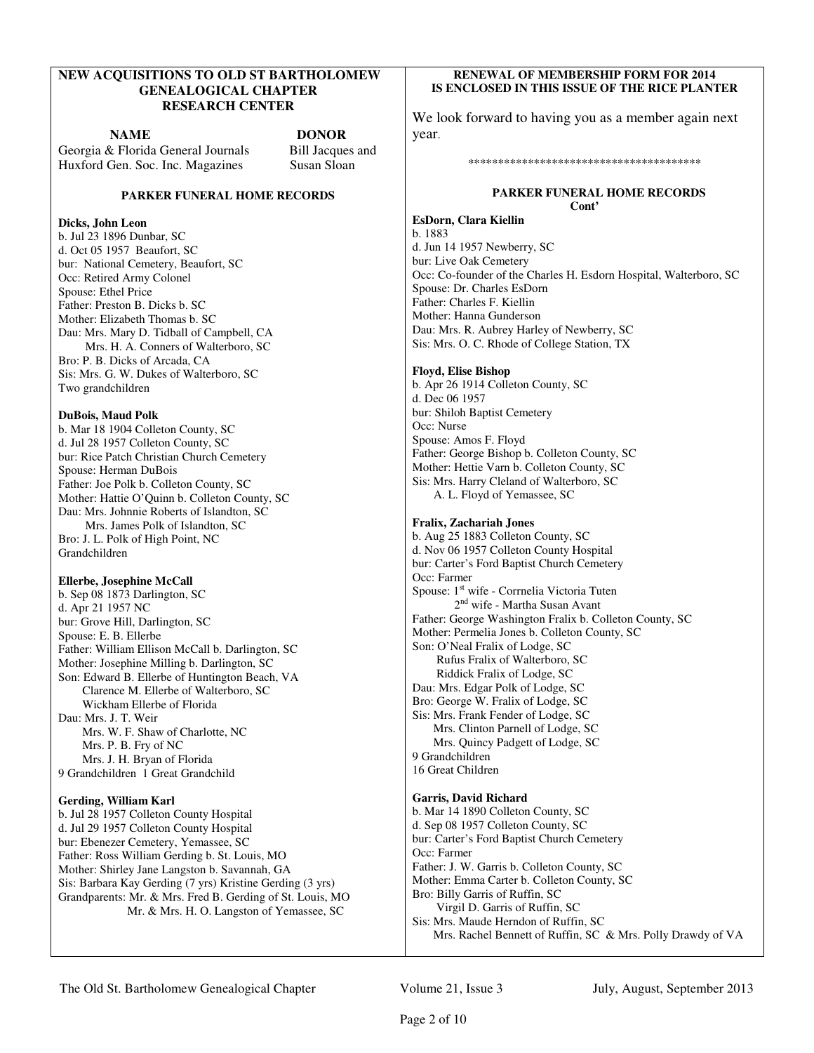## NEW ACQUISITIONS TO OLD ST BARTHOLOMEW GENEALOGICAL CHAPTER RESEARCH CENTER

| NAME | DONOR |
|---|---|
| Georgia & Florida General Journals | Bill Jacques and |
| Huxford Gen. Soc. Inc. Magazines | Susan Sloan |

### PARKER FUNERAL HOME RECORDS

**Dicks, John Leon**
b. Jul 23 1896 Dunbar, SC
d. Oct 05 1957 Beaufort, SC
bur: National Cemetery, Beaufort, SC
Occ: Retired Army Colonel
Spouse: Ethel Price
Father: Preston B. Dicks b. SC
Mother: Elizabeth Thomas b. SC
Dau: Mrs. Mary D. Tidball of Campbell, CA
Mrs. H. A. Conners of Walterboro, SC
Bro: P. B. Dicks of Arcada, CA
Sis: Mrs. G. W. Dukes of Walterboro, SC
Two grandchildren

**DuBois, Maud Polk**
b. Mar 18 1904 Colleton County, SC
d. Jul 28 1957 Colleton County, SC
bur: Rice Patch Christian Church Cemetery
Spouse: Herman DuBois
Father: Joe Polk b. Colleton County, SC
Mother: Hattie O'Quinn b. Colleton County, SC
Dau: Mrs. Johnnie Roberts of Islandton, SC
Mrs. James Polk of Islandton, SC
Bro: J. L. Polk of High Point, NC
Grandchildren

**Ellerbe, Josephine McCall**
b. Sep 08 1873 Darlington, SC
d. Apr 21 1957 NC
bur: Grove Hill, Darlington, SC
Spouse: E. B. Ellerbe
Father: William Ellison McCall b. Darlington, SC
Mother: Josephine Milling b. Darlington, SC
Son: Edward B. Ellerbe of Huntington Beach, VA
Clarence M. Ellerbe of Walterboro, SC
Wickham Ellerbe of Florida
Dau: Mrs. J. T. Weir
Mrs. W. F. Shaw of Charlotte, NC
Mrs. P. B. Fry of NC
Mrs. J. H. Bryan of Florida
9 Grandchildren 1 Great Grandchild

**Gerding, William Karl**
b. Jul 28 1957 Colleton County Hospital
d. Jul 29 1957 Colleton County Hospital
bur: Ebenezer Cemetery, Yemassee, SC
Father: Ross William Gerding b. St. Louis, MO
Mother: Shirley Jane Langston b. Savannah, GA
Sis: Barbara Kay Gerding (7 yrs) Kristine Gerding (3 yrs)
Grandparents: Mr. & Mrs. Fred B. Gerding of St. Louis, MO
Mr. & Mrs. H. O. Langston of Yemassee, SC

**RENEWAL OF MEMBERSHIP FORM FOR 2014 IS ENCLOSED IN THIS ISSUE OF THE RICE PLANTER**

We look forward to having you as a member again next year.

****************************************

### PARKER FUNERAL HOME RECORDS Cont'

**EsDorn, Clara Kiellin**
b. 1883
d. Jun 14 1957 Newberry, SC
bur: Live Oak Cemetery
Occ: Co-founder of the Charles H. Esdorn Hospital, Walterboro, SC
Spouse: Dr. Charles EsDorn
Father: Charles F. Kiellin
Mother: Hanna Gunderson
Dau: Mrs. R. Aubrey Harley of Newberry, SC
Sis: Mrs. O. C. Rhode of College Station, TX

**Floyd, Elise Bishop**
b. Apr 26 1914 Colleton County, SC
d. Dec 06 1957
bur: Shiloh Baptist Cemetery
Occ: Nurse
Spouse: Amos F. Floyd
Father: George Bishop b. Colleton County, SC
Mother: Hettie Varn b. Colleton County, SC
Sis: Mrs. Harry Cleland of Walterboro, SC
A. L. Floyd of Yemassee, SC

**Fralix, Zachariah Jones**
b. Aug 25 1883 Colleton County, SC
d. Nov 06 1957 Colleton County Hospital
bur: Carter's Ford Baptist Church Cemetery
Occ: Farmer
Spouse: 1st wife - Corrnelia Victoria Tuten
2nd wife - Martha Susan Avant
Father: George Washington Fralix b. Colleton County, SC
Mother: Permelia Jones b. Colleton County, SC
Son: O'Neal Fralix of Lodge, SC
Rufus Fralix of Walterboro, SC
Riddick Fralix of Lodge, SC
Dau: Mrs. Edgar Polk of Lodge, SC
Bro: George W. Fralix of Lodge, SC
Sis: Mrs. Frank Fender of Lodge, SC
Mrs. Clinton Parnell of Lodge, SC
Mrs. Quincy Padgett of Lodge, SC
9 Grandchildren
16 Great Children

**Garris, David Richard**
b. Mar 14 1890 Colleton County, SC
d. Sep 08 1957 Colleton County, SC
bur: Carter's Ford Baptist Church Cemetery
Occ: Farmer
Father: J. W. Garris b. Colleton County, SC
Mother: Emma Carter b. Colleton County, SC
Bro: Billy Garris of Ruffin, SC
Virgil D. Garris of Ruffin, SC
Sis: Mrs. Maude Herndon of Ruffin, SC
Mrs. Rachel Bennett of Ruffin, SC & Mrs. Polly Drawdy of VA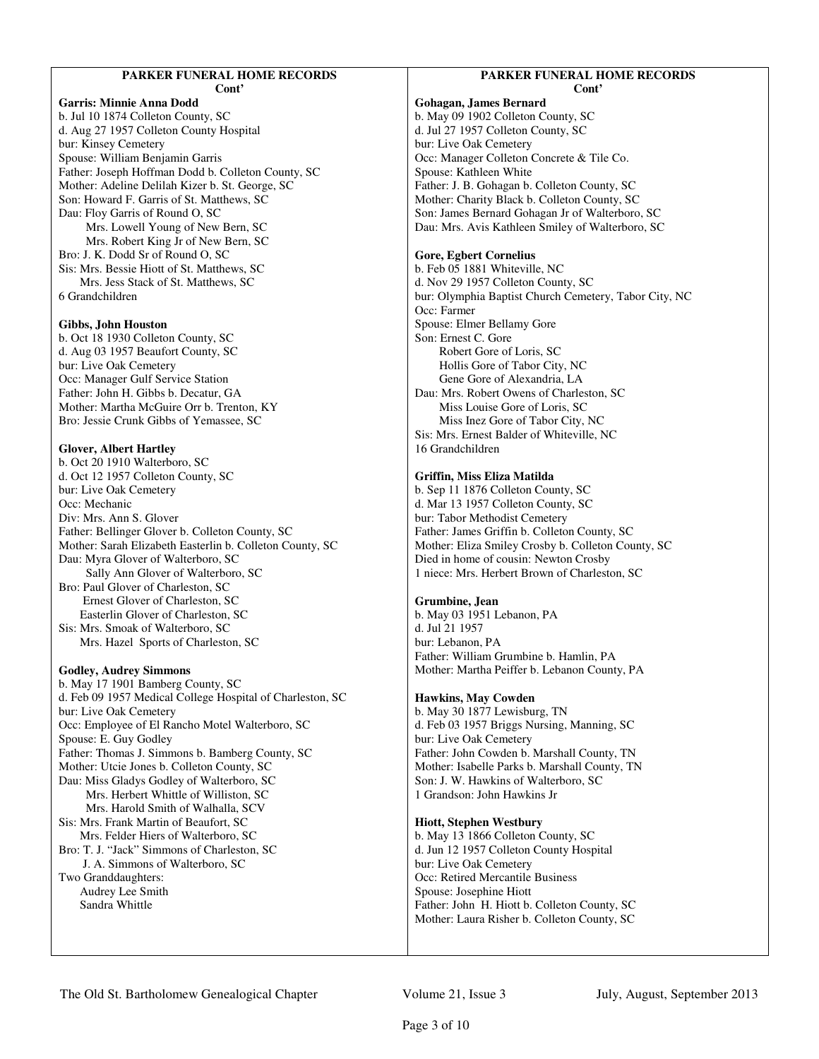## PARKER FUNERAL HOME RECORDS
**Cont'**

**Garris: Minnie Anna Dodd**
b. Jul 10 1874 Colleton County, SC
d. Aug 27 1957 Colleton County Hospital
bur: Kinsey Cemetery
Spouse: William Benjamin Garris
Father: Joseph Hoffman Dodd b. Colleton County, SC
Mother: Adeline Delilah Kizer b. St. George, SC
Son: Howard F. Garris of St. Matthews, SC
Dau: Floy Garris of Round O, SC
Mrs. Lowell Young of New Bern, SC
Mrs. Robert King Jr of New Bern, SC
Bro: J. K. Dodd Sr of Round O, SC
Sis: Mrs. Bessie Hiott of St. Matthews, SC
Mrs. Jess Stack of St. Matthews, SC
6 Grandchildren

**Gibbs, John Houston**
b. Oct 18 1930 Colleton County, SC
d. Aug 03 1957 Beaufort County, SC
bur: Live Oak Cemetery
Occ: Manager Gulf Service Station
Father: John H. Gibbs b. Decatur, GA
Mother: Martha McGuire Orr b. Trenton, KY
Bro: Jessie Crunk Gibbs of Yemassee, SC

**Glover, Albert Hartley**
b. Oct 20 1910 Walterboro, SC
d. Oct 12 1957 Colleton County, SC
bur: Live Oak Cemetery
Occ: Mechanic
Div: Mrs. Ann S. Glover
Father: Bellinger Glover b. Colleton County, SC
Mother: Sarah Elizabeth Easterlin b. Colleton County, SC
Dau: Myra Glover of Walterboro, SC
Sally Ann Glover of Walterboro, SC
Bro: Paul Glover of Charleston, SC
Ernest Glover of Charleston, SC
Easterlin Glover of Charleston, SC
Sis: Mrs. Smoak of Walterboro, SC
Mrs. Hazel Sports of Charleston, SC

**Godley, Audrey Simmons**
b. May 17 1901 Bamberg County, SC
d. Feb 09 1957 Medical College Hospital of Charleston, SC
bur: Live Oak Cemetery
Occ: Employee of El Rancho Motel Walterboro, SC
Spouse: E. Guy Godley
Father: Thomas J. Simmons b. Bamberg County, SC
Mother: Utcie Jones b. Colleton County, SC
Dau: Miss Gladys Godley of Walterboro, SC
Mrs. Herbert Whittle of Williston, SC
Mrs. Harold Smith of Walhalla, SCV
Sis: Mrs. Frank Martin of Beaufort, SC
Mrs. Felder Hiers of Walterboro, SC
Bro: T. J. "Jack" Simmons of Charleston, SC
J. A. Simmons of Walterboro, SC
Two Granddaughters:
Audrey Lee Smith
Sandra Whittle

**Gohagan, James Bernard**
b. May 09 1902 Colleton County, SC
d. Jul 27 1957 Colleton County, SC
bur: Live Oak Cemetery
Occ: Manager Colleton Concrete & Tile Co.
Spouse: Kathleen White
Father: J. B. Gohagan b. Colleton County, SC
Mother: Charity Black b. Colleton County, SC
Son: James Bernard Gohagan Jr of Walterboro, SC
Dau: Mrs. Avis Kathleen Smiley of Walterboro, SC

**Gore, Egbert Cornelius**
b. Feb 05 1881 Whiteville, NC
d. Nov 29 1957 Colleton County, SC
bur: Olymphia Baptist Church Cemetery, Tabor City, NC
Occ: Farmer
Spouse: Elmer Bellamy Gore
Son: Ernest C. Gore
Robert Gore of Loris, SC
Hollis Gore of Tabor City, NC
Gene Gore of Alexandria, LA
Dau: Mrs. Robert Owens of Charleston, SC
Miss Louise Gore of Loris, SC
Miss Inez Gore of Tabor City, NC
Sis: Mrs. Ernest Balder of Whiteville, NC
16 Grandchildren

**Griffin, Miss Eliza Matilda**
b. Sep 11 1876 Colleton County, SC
d. Mar 13 1957 Colleton County, SC
bur: Tabor Methodist Cemetery
Father: James Griffin b. Colleton County, SC
Mother: Eliza Smiley Crosby b. Colleton County, SC
Died in home of cousin: Newton Crosby
1 niece: Mrs. Herbert Brown of Charleston, SC

**Grumbine, Jean**
b. May 03 1951 Lebanon, PA
d. Jul 21 1957
bur: Lebanon, PA
Father: William Grumbine b. Hamlin, PA
Mother: Martha Peiffer b. Lebanon County, PA

**Hawkins, May Cowden**
b. May 30 1877 Lewisburg, TN
d. Feb 03 1957 Briggs Nursing, Manning, SC
bur: Live Oak Cemetery
Father: John Cowden b. Marshall County, TN
Mother: Isabelle Parks b. Marshall County, TN
Son: J. W. Hawkins of Walterboro, SC
1 Grandson: John Hawkins Jr

**Hiott, Stephen Westbury**
b. May 13 1866 Colleton County, SC
d. Jun 12 1957 Colleton County Hospital
bur: Live Oak Cemetery
Occ: Retired Mercantile Business
Spouse: Josephine Hiott
Father: John H. Hiott b. Colleton County, SC
Mother: Laura Risher b. Colleton County, SC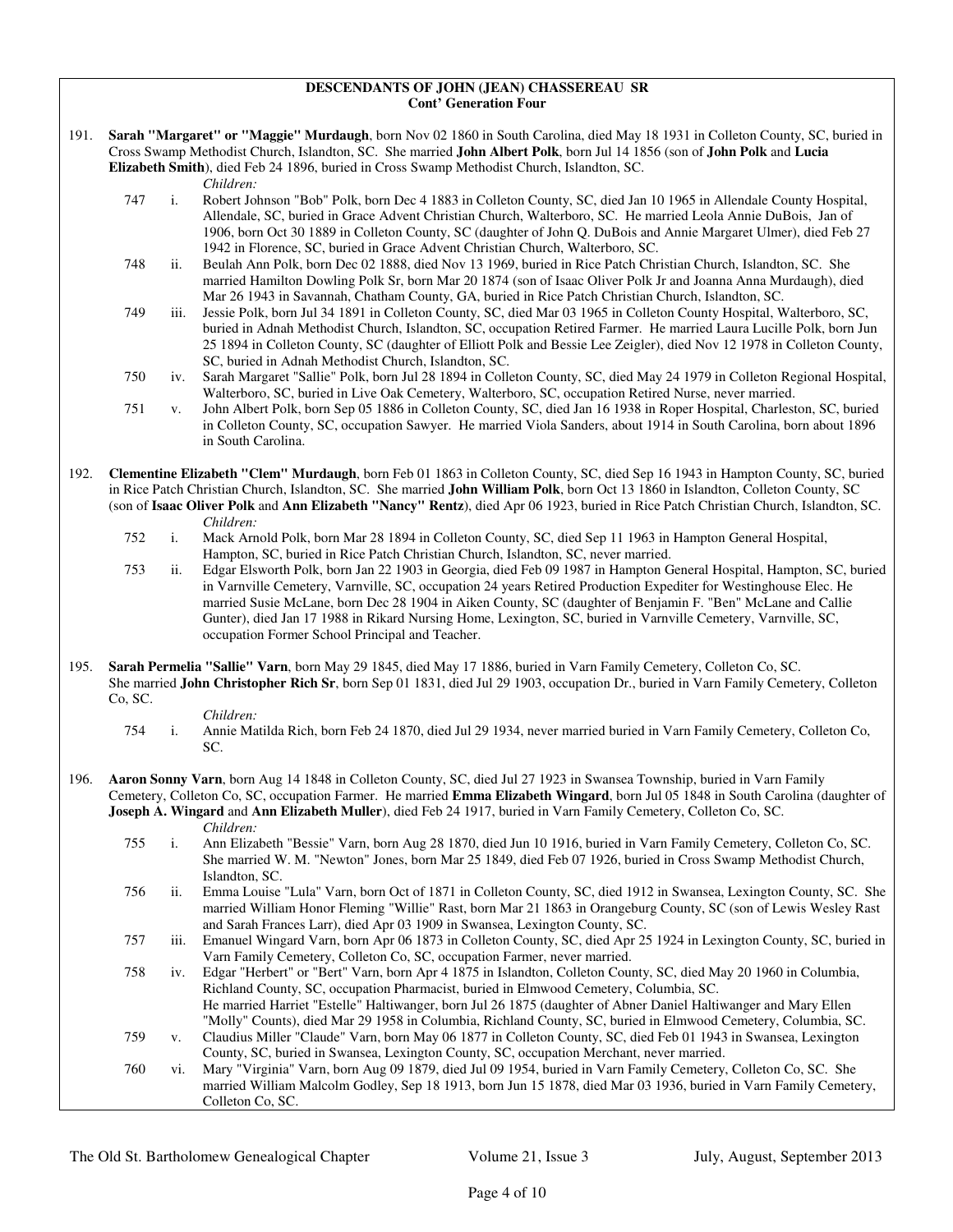**DESCENDANTS OF JOHN (JEAN) CHASSEREAU SR**
**Cont' Generation Four**

191. **Sarah "Margaret" or "Maggie" Murdaugh**, born Nov 02 1860 in South Carolina, died May 18 1931 in Colleton County, SC, buried in Cross Swamp Methodist Church, Islandton, SC. She married **John Albert Polk**, born Jul 14 1856 (son of **John Polk** and **Lucia Elizabeth Smith**), died Feb 24 1896, buried in Cross Swamp Methodist Church, Islandton, SC.

*Children:*

- 747 i. Robert Johnson "Bob" Polk, born Dec 4 1883 in Colleton County, SC, died Jan 10 1965 in Allendale County Hospital, Allendale, SC, buried in Grace Advent Christian Church, Walterboro, SC. He married Leola Annie DuBois, Jan of 1906, born Oct 30 1889 in Colleton County, SC (daughter of John Q. DuBois and Annie Margaret Ulmer), died Feb 27 1942 in Florence, SC, buried in Grace Advent Christian Church, Walterboro, SC.
- 748 ii. Beulah Ann Polk, born Dec 02 1888, died Nov 13 1969, buried in Rice Patch Christian Church, Islandton, SC. She married Hamilton Dowling Polk Sr, born Mar 20 1874 (son of Isaac Oliver Polk Jr and Joanna Anna Murdaugh), died Mar 26 1943 in Savannah, Chatham County, GA, buried in Rice Patch Christian Church, Islandton, SC.
- 749 iii. Jessie Polk, born Jul 34 1891 in Colleton County, SC, died Mar 03 1965 in Colleton County Hospital, Walterboro, SC, buried in Adnah Methodist Church, Islandton, SC, occupation Retired Farmer. He married Laura Lucille Polk, born Jun 25 1894 in Colleton County, SC (daughter of Elliott Polk and Bessie Lee Zeigler), died Nov 12 1978 in Colleton County, SC, buried in Adnah Methodist Church, Islandton, SC.
- 750 iv. Sarah Margaret "Sallie" Polk, born Jul 28 1894 in Colleton County, SC, died May 24 1979 in Colleton Regional Hospital, Walterboro, SC, buried in Live Oak Cemetery, Walterboro, SC, occupation Retired Nurse, never married.
- 751 v. John Albert Polk, born Sep 05 1886 in Colleton County, SC, died Jan 16 1938 in Roper Hospital, Charleston, SC, buried in Colleton County, SC, occupation Sawyer. He married Viola Sanders, about 1914 in South Carolina, born about 1896 in South Carolina.

192. **Clementine Elizabeth "Clem" Murdaugh**, born Feb 01 1863 in Colleton County, SC, died Sep 16 1943 in Hampton County, SC, buried in Rice Patch Christian Church, Islandton, SC. She married **John William Polk**, born Oct 13 1860 in Islandton, Colleton County, SC (son of **Isaac Oliver Polk** and **Ann Elizabeth "Nancy" Rentz**), died Apr 06 1923, buried in Rice Patch Christian Church, Islandton, SC.

*Children:*

- 752 i. Mack Arnold Polk, born Mar 28 1894 in Colleton County, SC, died Sep 11 1963 in Hampton General Hospital, Hampton, SC, buried in Rice Patch Christian Church, Islandton, SC, never married.
- 753 ii. Edgar Elsworth Polk, born Jan 22 1903 in Georgia, died Feb 09 1987 in Hampton General Hospital, Hampton, SC, buried in Varnville Cemetery, Varnville, SC, occupation 24 years Retired Production Expediter for Westinghouse Elec. He married Susie McLane, born Dec 28 1904 in Aiken County, SC (daughter of Benjamin F. "Ben" McLane and Callie Gunter), died Jan 17 1988 in Rikard Nursing Home, Lexington, SC, buried in Varnville Cemetery, Varnville, SC, occupation Former School Principal and Teacher.

195. **Sarah Permelia "Sallie" Varn**, born May 29 1845, died May 17 1886, buried in Varn Family Cemetery, Colleton Co, SC. She married **John Christopher Rich Sr**, born Sep 01 1831, died Jul 29 1903, occupation Dr., buried in Varn Family Cemetery, Colleton Co, SC.

*Children:*

- 754 i. Annie Matilda Rich, born Feb 24 1870, died Jul 29 1934, never married buried in Varn Family Cemetery, Colleton Co, SC.

196. **Aaron Sonny Varn**, born Aug 14 1848 in Colleton County, SC, died Jul 27 1923 in Swansea Township, buried in Varn Family Cemetery, Colleton Co, SC, occupation Farmer. He married **Emma Elizabeth Wingard**, born Jul 05 1848 in South Carolina (daughter of **Joseph A. Wingard** and **Ann Elizabeth Muller**), died Feb 24 1917, buried in Varn Family Cemetery, Colleton Co, SC.

*Children:*

- 755 i. Ann Elizabeth "Bessie" Varn, born Aug 28 1870, died Jun 10 1916, buried in Varn Family Cemetery, Colleton Co, SC. She married W. M. "Newton" Jones, born Mar 25 1849, died Feb 07 1926, buried in Cross Swamp Methodist Church, Islandton, SC.
- 756 ii. Emma Louise "Lula" Varn, born Oct of 1871 in Colleton County, SC, died 1912 in Swansea, Lexington County, SC. She married William Honor Fleming "Willie" Rast, born Mar 21 1863 in Orangeburg County, SC (son of Lewis Wesley Rast and Sarah Frances Larr), died Apr 03 1909 in Swansea, Lexington County, SC.
- 757 iii. Emanuel Wingard Varn, born Apr 06 1873 in Colleton County, SC, died Apr 25 1924 in Lexington County, SC, buried in Varn Family Cemetery, Colleton Co, SC, occupation Farmer, never married.
- 758 iv. Edgar "Herbert" or "Bert" Varn, born Apr 4 1875 in Islandton, Colleton County, SC, died May 20 1960 in Columbia, Richland County, SC, occupation Pharmacist, buried in Elmwood Cemetery, Columbia, SC. He married Harriet "Estelle" Haltiwanger, born Jul 26 1875 (daughter of Abner Daniel Haltiwanger and Mary Ellen "Molly" Counts), died Mar 29 1958 in Columbia, Richland County, SC, buried in Elmwood Cemetery, Columbia, SC.
- 759 v. Claudius Miller "Claude" Varn, born May 06 1877 in Colleton County, SC, died Feb 01 1943 in Swansea, Lexington County, SC, buried in Swansea, Lexington County, SC, occupation Merchant, never married.
- 760 vi. Mary "Virginia" Varn, born Aug 09 1879, died Jul 09 1954, buried in Varn Family Cemetery, Colleton Co, SC. She married William Malcolm Godley, Sep 18 1913, born Jun 15 1878, died Mar 03 1936, buried in Varn Family Cemetery, Colleton Co, SC.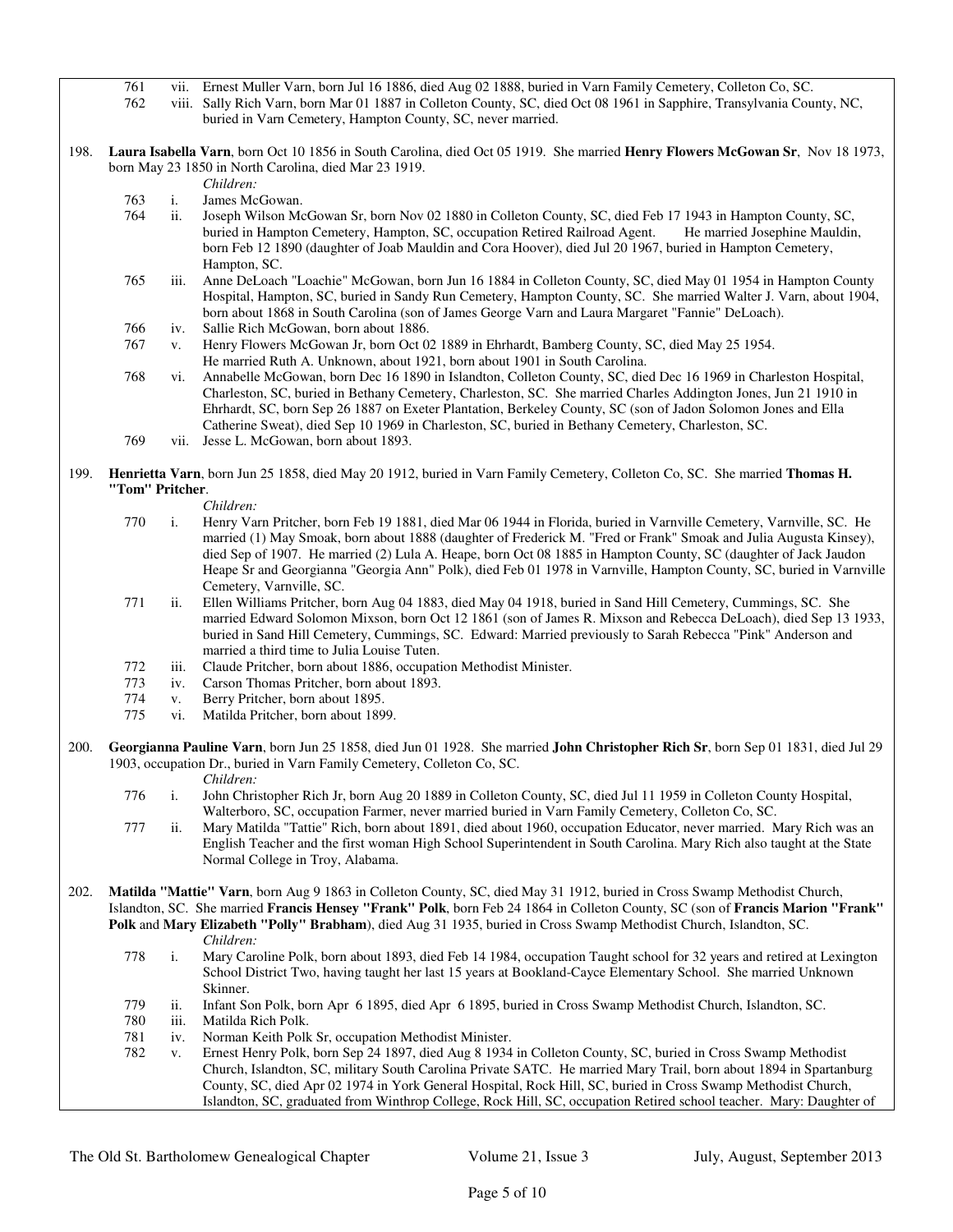761 vii. Ernest Muller Varn, born Jul 16 1886, died Aug 02 1888, buried in Varn Family Cemetery, Colleton Co, SC.

762 viii. Sally Rich Varn, born Mar 01 1887 in Colleton County, SC, died Oct 08 1961 in Sapphire, Transylvania County, NC, buried in Varn Cemetery, Hampton County, SC, never married.

198. **Laura Isabella Varn**, born Oct 10 1856 in South Carolina, died Oct 05 1919. She married **Henry Flowers McGowan Sr**, Nov 18 1973, born May 23 1850 in North Carolina, died Mar 23 1919.

*Children:*

763 i. James McGowan.

764 ii. Joseph Wilson McGowan Sr, born Nov 02 1880 in Colleton County, SC, died Feb 17 1943 in Hampton County, SC, buried in Hampton Cemetery, Hampton, SC, occupation Retired Railroad Agent. He married Josephine Mauldin, born Feb 12 1890 (daughter of Joab Mauldin and Cora Hoover), died Jul 20 1967, buried in Hampton Cemetery, Hampton, SC.

765 iii. Anne DeLoach "Loachie" McGowan, born Jun 16 1884 in Colleton County, SC, died May 01 1954 in Hampton County Hospital, Hampton, SC, buried in Sandy Run Cemetery, Hampton County, SC. She married Walter J. Varn, about 1904, born about 1868 in South Carolina (son of James George Varn and Laura Margaret "Fannie" DeLoach).

766 iv. Sallie Rich McGowan, born about 1886.

767 v. Henry Flowers McGowan Jr, born Oct 02 1889 in Ehrhardt, Bamberg County, SC, died May 25 1954. He married Ruth A. Unknown, about 1921, born about 1901 in South Carolina.

768 vi. Annabelle McGowan, born Dec 16 1890 in Islandton, Colleton County, SC, died Dec 16 1969 in Charleston Hospital, Charleston, SC, buried in Bethany Cemetery, Charleston, SC. She married Charles Addington Jones, Jun 21 1910 in Ehrhardt, SC, born Sep 26 1887 on Exeter Plantation, Berkeley County, SC (son of Jadon Solomon Jones and Ella Catherine Sweat), died Sep 10 1969 in Charleston, SC, buried in Bethany Cemetery, Charleston, SC.

769 vii. Jesse L. McGowan, born about 1893.

199. **Henrietta Varn**, born Jun 25 1858, died May 20 1912, buried in Varn Family Cemetery, Colleton Co, SC. She married **Thomas H. "Tom" Pritcher**.

*Children:*

770 i. Henry Varn Pritcher, born Feb 19 1881, died Mar 06 1944 in Florida, buried in Varnville Cemetery, Varnville, SC. He married (1) May Smoak, born about 1888 (daughter of Frederick M. "Fred or Frank" Smoak and Julia Augusta Kinsey), died Sep of 1907. He married (2) Lula A. Heape, born Oct 08 1885 in Hampton County, SC (daughter of Jack Jaudon Heape Sr and Georgianna "Georgia Ann" Polk), died Feb 01 1978 in Varnville, Hampton County, SC, buried in Varnville Cemetery, Varnville, SC.

771 ii. Ellen Williams Pritcher, born Aug 04 1883, died May 04 1918, buried in Sand Hill Cemetery, Cummings, SC. She married Edward Solomon Mixson, born Oct 12 1861 (son of James R. Mixson and Rebecca DeLoach), died Sep 13 1933, buried in Sand Hill Cemetery, Cummings, SC. Edward: Married previously to Sarah Rebecca "Pink" Anderson and married a third time to Julia Louise Tuten.

772 iii. Claude Pritcher, born about 1886, occupation Methodist Minister.

773 iv. Carson Thomas Pritcher, born about 1893.

774 v. Berry Pritcher, born about 1895.

775 vi. Matilda Pritcher, born about 1899.

200. **Georgianna Pauline Varn**, born Jun 25 1858, died Jun 01 1928. She married **John Christopher Rich Sr**, born Sep 01 1831, died Jul 29 1903, occupation Dr., buried in Varn Family Cemetery, Colleton Co, SC.

*Children:*

776 i. John Christopher Rich Jr, born Aug 20 1889 in Colleton County, SC, died Jul 11 1959 in Colleton County Hospital, Walterboro, SC, occupation Farmer, never married buried in Varn Family Cemetery, Colleton Co, SC.

777 ii. Mary Matilda "Tattie" Rich, born about 1891, died about 1960, occupation Educator, never married. Mary Rich was an English Teacher and the first woman High School Superintendent in South Carolina. Mary Rich also taught at the State Normal College in Troy, Alabama.

202. **Matilda "Mattie" Varn**, born Aug 9 1863 in Colleton County, SC, died May 31 1912, buried in Cross Swamp Methodist Church, Islandton, SC. She married **Francis Hensey "Frank" Polk**, born Feb 24 1864 in Colleton County, SC (son of **Francis Marion "Frank" Polk** and **Mary Elizabeth "Polly" Brabham**), died Aug 31 1935, buried in Cross Swamp Methodist Church, Islandton, SC.

*Children:*

778 i. Mary Caroline Polk, born about 1893, died Feb 14 1984, occupation Taught school for 32 years and retired at Lexington School District Two, having taught her last 15 years at Bookland-Cayce Elementary School. She married Unknown Skinner.

779 ii. Infant Son Polk, born Apr 6 1895, died Apr 6 1895, buried in Cross Swamp Methodist Church, Islandton, SC.

780 iii. Matilda Rich Polk.

781 iv. Norman Keith Polk Sr, occupation Methodist Minister.

782 v. Ernest Henry Polk, born Sep 24 1897, died Aug 8 1934 in Colleton County, SC, buried in Cross Swamp Methodist Church, Islandton, SC, military South Carolina Private SATC. He married Mary Trail, born about 1894 in Spartanburg County, SC, died Apr 02 1974 in York General Hospital, Rock Hill, SC, buried in Cross Swamp Methodist Church, Islandton, SC, graduated from Winthrop College, Rock Hill, SC, occupation Retired school teacher. Mary: Daughter of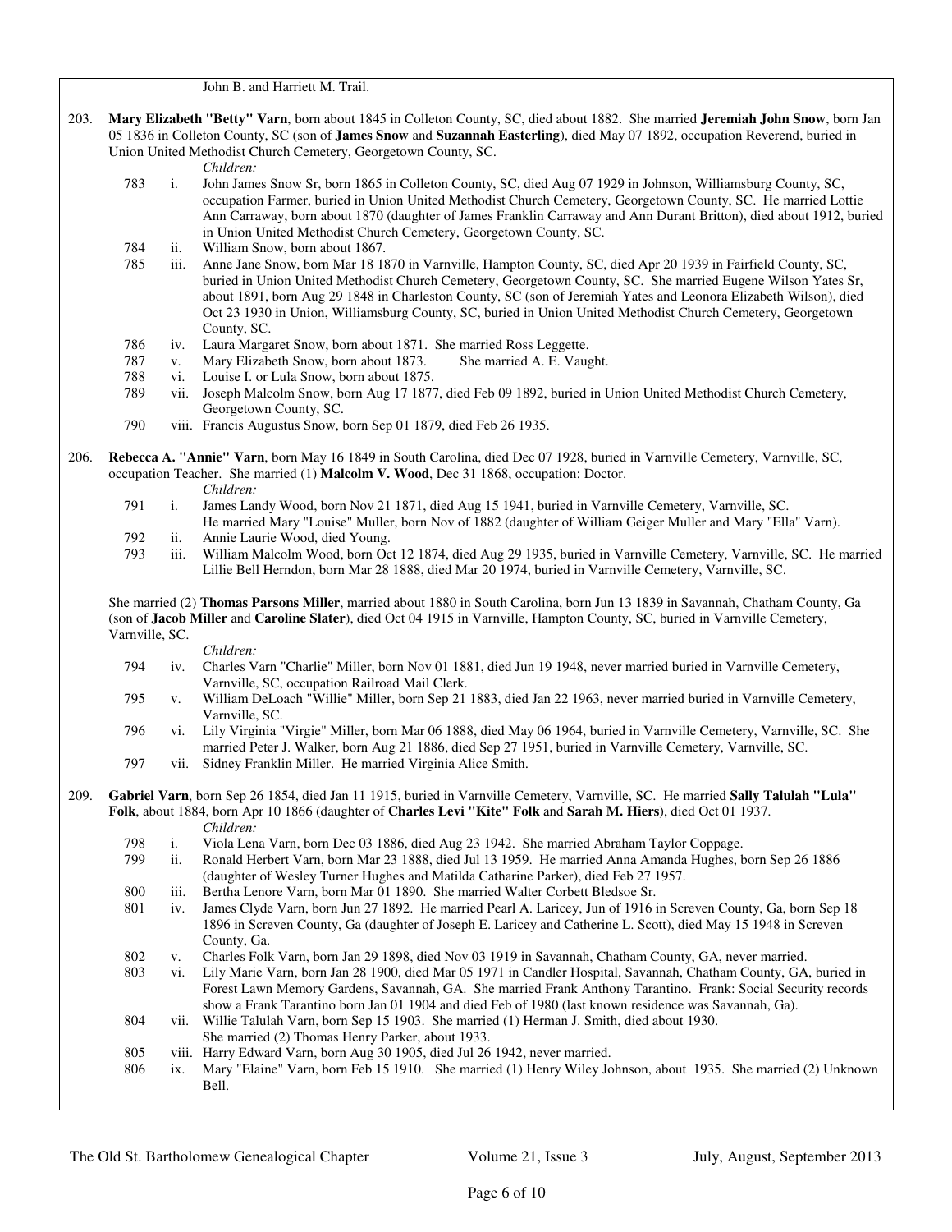John B. and Harriett M. Trail.

203. **Mary Elizabeth "Betty" Varn**, born about 1845 in Colleton County, SC, died about 1882. She married **Jeremiah John Snow**, born Jan 05 1836 in Colleton County, SC (son of **James Snow** and **Suzannah Easterling**), died May 07 1892, occupation Reverend, buried in Union United Methodist Church Cemetery, Georgetown County, SC.

*Children:*

- 783 i. John James Snow Sr, born 1865 in Colleton County, SC, died Aug 07 1929 in Johnson, Williamsburg County, SC, occupation Farmer, buried in Union United Methodist Church Cemetery, Georgetown County, SC. He married Lottie Ann Carraway, born about 1870 (daughter of James Franklin Carraway and Ann Durant Britton), died about 1912, buried in Union United Methodist Church Cemetery, Georgetown County, SC.
- 784 ii. William Snow, born about 1867.
- 785 iii. Anne Jane Snow, born Mar 18 1870 in Varnville, Hampton County, SC, died Apr 20 1939 in Fairfield County, SC, buried in Union United Methodist Church Cemetery, Georgetown County, SC. She married Eugene Wilson Yates Sr, about 1891, born Aug 29 1848 in Charleston County, SC (son of Jeremiah Yates and Leonora Elizabeth Wilson), died Oct 23 1930 in Union, Williamsburg County, SC, buried in Union United Methodist Church Cemetery, Georgetown County, SC.
- 786 iv. Laura Margaret Snow, born about 1871. She married Ross Leggette.
- 787 v. Mary Elizabeth Snow, born about 1873. She married A. E. Vaught.
- 788 vi. Louise I. or Lula Snow, born about 1875.
- 789 vii. Joseph Malcolm Snow, born Aug 17 1877, died Feb 09 1892, buried in Union United Methodist Church Cemetery, Georgetown County, SC.
- 790 viii. Francis Augustus Snow, born Sep 01 1879, died Feb 26 1935.

206. **Rebecca A. "Annie" Varn**, born May 16 1849 in South Carolina, died Dec 07 1928, buried in Varnville Cemetery, Varnville, SC, occupation Teacher. She married (1) **Malcolm V. Wood**, Dec 31 1868, occupation: Doctor.

*Children:*

- 791 i. James Landy Wood, born Nov 21 1871, died Aug 15 1941, buried in Varnville Cemetery, Varnville, SC. He married Mary "Louise" Muller, born Nov of 1882 (daughter of William Geiger Muller and Mary "Ella" Varn).
- 792 ii. Annie Laurie Wood, died Young.
- 793 iii. William Malcolm Wood, born Oct 12 1874, died Aug 29 1935, buried in Varnville Cemetery, Varnville, SC. He married Lillie Bell Herndon, born Mar 28 1888, died Mar 20 1974, buried in Varnville Cemetery, Varnville, SC.

She married (2) **Thomas Parsons Miller**, married about 1880 in South Carolina, born Jun 13 1839 in Savannah, Chatham County, Ga (son of **Jacob Miller** and **Caroline Slater**), died Oct 04 1915 in Varnville, Hampton County, SC, buried in Varnville Cemetery, Varnville, SC.

*Children:*

- 794 iv. Charles Varn "Charlie" Miller, born Nov 01 1881, died Jun 19 1948, never married buried in Varnville Cemetery, Varnville, SC, occupation Railroad Mail Clerk.
- 795 v. William DeLoach "Willie" Miller, born Sep 21 1883, died Jan 22 1963, never married buried in Varnville Cemetery, Varnville, SC.
- 796 vi. Lily Virginia "Virgie" Miller, born Mar 06 1888, died May 06 1964, buried in Varnville Cemetery, Varnville, SC. She married Peter J. Walker, born Aug 21 1886, died Sep 27 1951, buried in Varnville Cemetery, Varnville, SC.
- 797 vii. Sidney Franklin Miller. He married Virginia Alice Smith.

209. **Gabriel Varn**, born Sep 26 1854, died Jan 11 1915, buried in Varnville Cemetery, Varnville, SC. He married **Sally Talulah "Lula" Folk**, about 1884, born Apr 10 1866 (daughter of **Charles Levi "Kite" Folk** and **Sarah M. Hiers**), died Oct 01 1937.

*Children:*

- 798 i. Viola Lena Varn, born Dec 03 1886, died Aug 23 1942. She married Abraham Taylor Coppage.
- 799 ii. Ronald Herbert Varn, born Mar 23 1888, died Jul 13 1959. He married Anna Amanda Hughes, born Sep 26 1886 (daughter of Wesley Turner Hughes and Matilda Catharine Parker), died Feb 27 1957.
- 800 iii. Bertha Lenore Varn, born Mar 01 1890. She married Walter Corbett Bledsoe Sr.
- 801 iv. James Clyde Varn, born Jun 27 1892. He married Pearl A. Laricey, Jun of 1916 in Screven County, Ga, born Sep 18 1896 in Screven County, Ga (daughter of Joseph E. Laricey and Catherine L. Scott), died May 15 1948 in Screven County, Ga.
- 802 v. Charles Folk Varn, born Jan 29 1898, died Nov 03 1919 in Savannah, Chatham County, GA, never married.
- 803 vi. Lily Marie Varn, born Jan 28 1900, died Mar 05 1971 in Candler Hospital, Savannah, Chatham County, GA, buried in Forest Lawn Memory Gardens, Savannah, GA. She married Frank Anthony Tarantino. Frank: Social Security records show a Frank Tarantino born Jan 01 1904 and died Feb of 1980 (last known residence was Savannah, Ga).
- 804 vii. Willie Talulah Varn, born Sep 15 1903. She married (1) Herman J. Smith, died about 1930. She married (2) Thomas Henry Parker, about 1933.
- 805 viii. Harry Edward Varn, born Aug 30 1905, died Jul 26 1942, never married.
- 806 ix. Mary "Elaine" Varn, born Feb 15 1910. She married (1) Henry Wiley Johnson, about 1935. She married (2) Unknown Bell.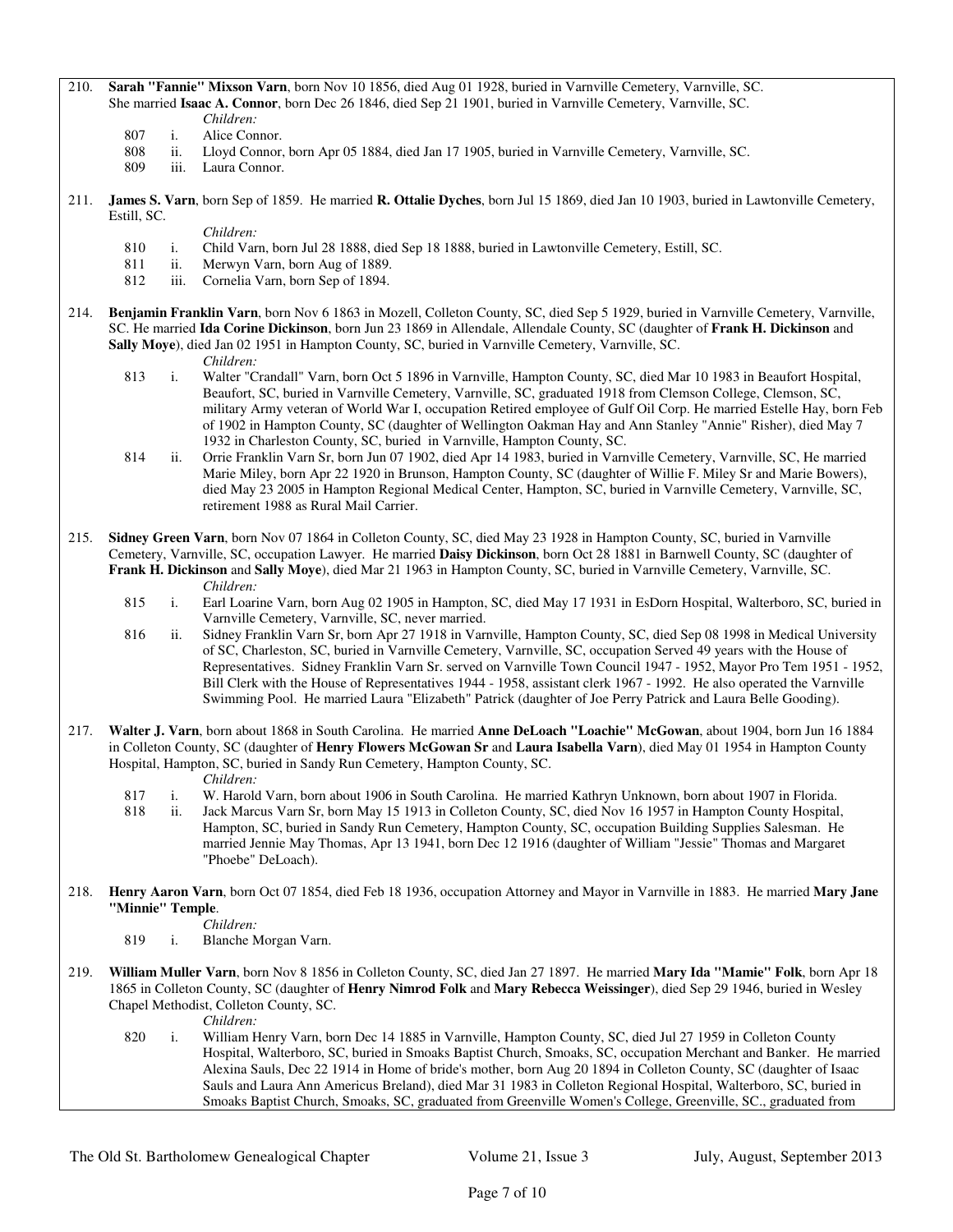210. **Sarah "Fannie" Mixson Varn**, born Nov 10 1856, died Aug 01 1928, buried in Varnville Cemetery, Varnville, SC. She married **Isaac A. Connor**, born Dec 26 1846, died Sep 21 1901, buried in Varnville Cemetery, Varnville, SC.

*Children:*

- 807 i. Alice Connor.
- 808 ii. Lloyd Connor, born Apr 05 1884, died Jan 17 1905, buried in Varnville Cemetery, Varnville, SC.
- 809 iii. Laura Connor.

211. **James S. Varn**, born Sep of 1859. He married **R. Ottalie Dyches**, born Jul 15 1869, died Jan 10 1903, buried in Lawtonville Cemetery, Estill, SC.

*Children:*

- 810 i. Child Varn, born Jul 28 1888, died Sep 18 1888, buried in Lawtonville Cemetery, Estill, SC.
- 811 ii. Merwyn Varn, born Aug of 1889.
- 812 iii. Cornelia Varn, born Sep of 1894.

214. **Benjamin Franklin Varn**, born Nov 6 1863 in Mozell, Colleton County, SC, died Sep 5 1929, buried in Varnville Cemetery, Varnville, SC. He married **Ida Corine Dickinson**, born Jun 23 1869 in Allendale, Allendale County, SC (daughter of **Frank H. Dickinson** and **Sally Moye**), died Jan 02 1951 in Hampton County, SC, buried in Varnville Cemetery, Varnville, SC.

*Children:*

- 813 i. Walter "Crandall" Varn, born Oct 5 1896 in Varnville, Hampton County, SC, died Mar 10 1983 in Beaufort Hospital, Beaufort, SC, buried in Varnville Cemetery, Varnville, SC, graduated 1918 from Clemson College, Clemson, SC, military Army veteran of World War I, occupation Retired employee of Gulf Oil Corp. He married Estelle Hay, born Feb of 1902 in Hampton County, SC (daughter of Wellington Oakman Hay and Ann Stanley "Annie" Risher), died May 7 1932 in Charleston County, SC, buried in Varnville, Hampton County, SC.
- 814 ii. Orrie Franklin Varn Sr, born Jun 07 1902, died Apr 14 1983, buried in Varnville Cemetery, Varnville, SC, He married Marie Miley, born Apr 22 1920 in Brunson, Hampton County, SC (daughter of Willie F. Miley Sr and Marie Bowers), died May 23 2005 in Hampton Regional Medical Center, Hampton, SC, buried in Varnville Cemetery, Varnville, SC, retirement 1988 as Rural Mail Carrier.

215. **Sidney Green Varn**, born Nov 07 1864 in Colleton County, SC, died May 23 1928 in Hampton County, SC, buried in Varnville Cemetery, Varnville, SC, occupation Lawyer. He married **Daisy Dickinson**, born Oct 28 1881 in Barnwell County, SC (daughter of **Frank H. Dickinson** and **Sally Moye**), died Mar 21 1963 in Hampton County, SC, buried in Varnville Cemetery, Varnville, SC.

*Children:*

- 815 i. Earl Loarine Varn, born Aug 02 1905 in Hampton, SC, died May 17 1931 in EsDorn Hospital, Walterboro, SC, buried in Varnville Cemetery, Varnville, SC, never married.
- 816 ii. Sidney Franklin Varn Sr, born Apr 27 1918 in Varnville, Hampton County, SC, died Sep 08 1998 in Medical University of SC, Charleston, SC, buried in Varnville Cemetery, Varnville, SC, occupation Served 49 years with the House of Representatives. Sidney Franklin Varn Sr. served on Varnville Town Council 1947 - 1952, Mayor Pro Tem 1951 - 1952, Bill Clerk with the House of Representatives 1944 - 1958, assistant clerk 1967 - 1992. He also operated the Varnville Swimming Pool. He married Laura "Elizabeth" Patrick (daughter of Joe Perry Patrick and Laura Belle Gooding).

217. **Walter J. Varn**, born about 1868 in South Carolina. He married **Anne DeLoach "Loachie" McGowan**, about 1904, born Jun 16 1884 in Colleton County, SC (daughter of **Henry Flowers McGowan Sr** and **Laura Isabella Varn**), died May 01 1954 in Hampton County Hospital, Hampton, SC, buried in Sandy Run Cemetery, Hampton County, SC.

*Children:*

- 817 i. W. Harold Varn, born about 1906 in South Carolina. He married Kathryn Unknown, born about 1907 in Florida.
- 818 ii. Jack Marcus Varn Sr, born May 15 1913 in Colleton County, SC, died Nov 16 1957 in Hampton County Hospital, Hampton, SC, buried in Sandy Run Cemetery, Hampton County, SC, occupation Building Supplies Salesman. He married Jennie May Thomas, Apr 13 1941, born Dec 12 1916 (daughter of William "Jessie" Thomas and Margaret "Phoebe" DeLoach).

218. **Henry Aaron Varn**, born Oct 07 1854, died Feb 18 1936, occupation Attorney and Mayor in Varnville in 1883. He married **Mary Jane "Minnie" Temple**.

*Children:*

- 819 i. Blanche Morgan Varn.

219. **William Muller Varn**, born Nov 8 1856 in Colleton County, SC, died Jan 27 1897. He married **Mary Ida "Mamie" Folk**, born Apr 18 1865 in Colleton County, SC (daughter of **Henry Nimrod Folk** and **Mary Rebecca Weissinger**), died Sep 29 1946, buried in Wesley Chapel Methodist, Colleton County, SC.

*Children:*

- 820 i. William Henry Varn, born Dec 14 1885 in Varnville, Hampton County, SC, died Jul 27 1959 in Colleton County Hospital, Walterboro, SC, buried in Smoaks Baptist Church, Smoaks, SC, occupation Merchant and Banker. He married Alexina Sauls, Dec 22 1914 in Home of bride's mother, born Aug 20 1894 in Colleton County, SC (daughter of Isaac Sauls and Laura Ann Americus Breland), died Mar 31 1983 in Colleton Regional Hospital, Walterboro, SC, buried in Smoaks Baptist Church, Smoaks, SC, graduated from Greenville Women's College, Greenville, SC., graduated from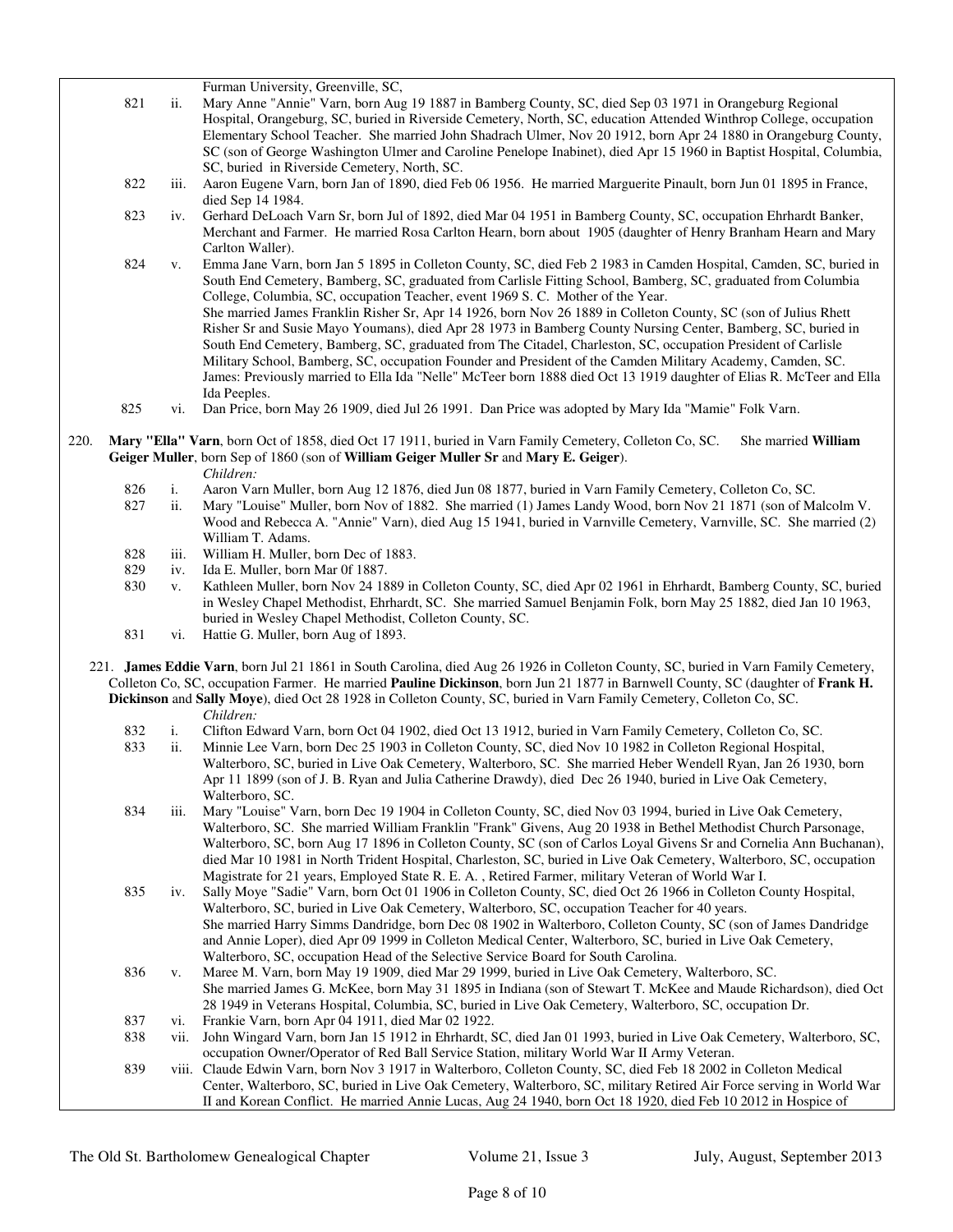Furman University, Greenville, SC,

821 ii. Mary Anne "Annie" Varn, born Aug 19 1887 in Bamberg County, SC, died Sep 03 1971 in Orangeburg Regional Hospital, Orangeburg, SC, buried in Riverside Cemetery, North, SC, education Attended Winthrop College, occupation Elementary School Teacher. She married John Shadrach Ulmer, Nov 20 1912, born Apr 24 1880 in Orangeburg County, SC (son of George Washington Ulmer and Caroline Penelope Inabinet), died Apr 15 1960 in Baptist Hospital, Columbia, SC, buried in Riverside Cemetery, North, SC.

822 iii. Aaron Eugene Varn, born Jan of 1890, died Feb 06 1956. He married Marguerite Pinault, born Jun 01 1895 in France, died Sep 14 1984.

823 iv. Gerhard DeLoach Varn Sr, born Jul of 1892, died Mar 04 1951 in Bamberg County, SC, occupation Ehrhardt Banker, Merchant and Farmer. He married Rosa Carlton Hearn, born about 1905 (daughter of Henry Branham Hearn and Mary Carlton Waller).

824 v. Emma Jane Varn, born Jan 5 1895 in Colleton County, SC, died Feb 2 1983 in Camden Hospital, Camden, SC, buried in South End Cemetery, Bamberg, SC, graduated from Carlisle Fitting School, Bamberg, SC, graduated from Columbia College, Columbia, SC, occupation Teacher, event 1969 S. C. Mother of the Year.
She married James Franklin Risher Sr, Apr 14 1926, born Nov 26 1889 in Colleton County, SC (son of Julius Rhett Risher Sr and Susie Mayo Youmans), died Apr 28 1973 in Bamberg County Nursing Center, Bamberg, SC, buried in South End Cemetery, Bamberg, SC, graduated from The Citadel, Charleston, SC, occupation President of Carlisle Military School, Bamberg, SC, occupation Founder and President of the Camden Military Academy, Camden, SC.
James: Previously married to Ella Ida "Nelle" McTeer born 1888 died Oct 13 1919 daughter of Elias R. McTeer and Ella Ida Peeples.

825 vi. Dan Price, born May 26 1909, died Jul 26 1991. Dan Price was adopted by Mary Ida "Mamie" Folk Varn.

220. **Mary "Ella" Varn**, born Oct of 1858, died Oct 17 1911, buried in Varn Family Cemetery, Colleton Co, SC. She married **William Geiger Muller**, born Sep of 1860 (son of **William Geiger Muller Sr** and **Mary E. Geiger**).

*Children:*

826 i. Aaron Varn Muller, born Aug 12 1876, died Jun 08 1877, buried in Varn Family Cemetery, Colleton Co, SC.

827 ii. Mary "Louise" Muller, born Nov of 1882. She married (1) James Landy Wood, born Nov 21 1871 (son of Malcolm V. Wood and Rebecca A. "Annie" Varn), died Aug 15 1941, buried in Varnville Cemetery, Varnville, SC. She married (2) William T. Adams.

828 iii. William H. Muller, born Dec of 1883.

829 iv. Ida E. Muller, born Mar 0f 1887.

830 v. Kathleen Muller, born Nov 24 1889 in Colleton County, SC, died Apr 02 1961 in Ehrhardt, Bamberg County, SC, buried in Wesley Chapel Methodist, Ehrhardt, SC. She married Samuel Benjamin Folk, born May 25 1882, died Jan 10 1963, buried in Wesley Chapel Methodist, Colleton County, SC.

831 vi. Hattie G. Muller, born Aug of 1893.

221. **James Eddie Varn**, born Jul 21 1861 in South Carolina, died Aug 26 1926 in Colleton County, SC, buried in Varn Family Cemetery, Colleton Co, SC, occupation Farmer. He married **Pauline Dickinson**, born Jun 21 1877 in Barnwell County, SC (daughter of **Frank H. Dickinson** and **Sally Moye**), died Oct 28 1928 in Colleton County, SC, buried in Varn Family Cemetery, Colleton Co, SC.

*Children:*

832 i. Clifton Edward Varn, born Oct 04 1902, died Oct 13 1912, buried in Varn Family Cemetery, Colleton Co, SC.

833 ii. Minnie Lee Varn, born Dec 25 1903 in Colleton County, SC, died Nov 10 1982 in Colleton Regional Hospital, Walterboro, SC, buried in Live Oak Cemetery, Walterboro, SC. She married Heber Wendell Ryan, Jan 26 1930, born Apr 11 1899 (son of J. B. Ryan and Julia Catherine Drawdy), died Dec 26 1940, buried in Live Oak Cemetery, Walterboro, SC.

834 iii. Mary "Louise" Varn, born Dec 19 1904 in Colleton County, SC, died Nov 03 1994, buried in Live Oak Cemetery, Walterboro, SC. She married William Franklin "Frank" Givens, Aug 20 1938 in Bethel Methodist Church Parsonage, Walterboro, SC, born Aug 17 1896 in Colleton County, SC (son of Carlos Loyal Givens Sr and Cornelia Ann Buchanan), died Mar 10 1981 in North Trident Hospital, Charleston, SC, buried in Live Oak Cemetery, Walterboro, SC, occupation Magistrate for 21 years, Employed State R. E. A. , Retired Farmer, military Veteran of World War I.

835 iv. Sally Moye "Sadie" Varn, born Oct 01 1906 in Colleton County, SC, died Oct 26 1966 in Colleton County Hospital, Walterboro, SC, buried in Live Oak Cemetery, Walterboro, SC, occupation Teacher for 40 years.
She married Harry Simms Dandridge, born Dec 08 1902 in Walterboro, Colleton County, SC (son of James Dandridge and Annie Loper), died Apr 09 1999 in Colleton Medical Center, Walterboro, SC, buried in Live Oak Cemetery, Walterboro, SC, occupation Head of the Selective Service Board for South Carolina.

836 v. Maree M. Varn, born May 19 1909, died Mar 29 1999, buried in Live Oak Cemetery, Walterboro, SC.
She married James G. McKee, born May 31 1895 in Indiana (son of Stewart T. McKee and Maude Richardson), died Oct 28 1949 in Veterans Hospital, Columbia, SC, buried in Live Oak Cemetery, Walterboro, SC, occupation Dr.

837 vi. Frankie Varn, born Apr 04 1911, died Mar 02 1922.

838 vii. John Wingard Varn, born Jan 15 1912 in Ehrhardt, SC, died Jan 01 1993, buried in Live Oak Cemetery, Walterboro, SC, occupation Owner/Operator of Red Ball Service Station, military World War II Army Veteran.

839 viii. Claude Edwin Varn, born Nov 3 1917 in Walterboro, Colleton County, SC, died Feb 18 2002 in Colleton Medical Center, Walterboro, SC, buried in Live Oak Cemetery, Walterboro, SC, military Retired Air Force serving in World War II and Korean Conflict. He married Annie Lucas, Aug 24 1940, born Oct 18 1920, died Feb 10 2012 in Hospice of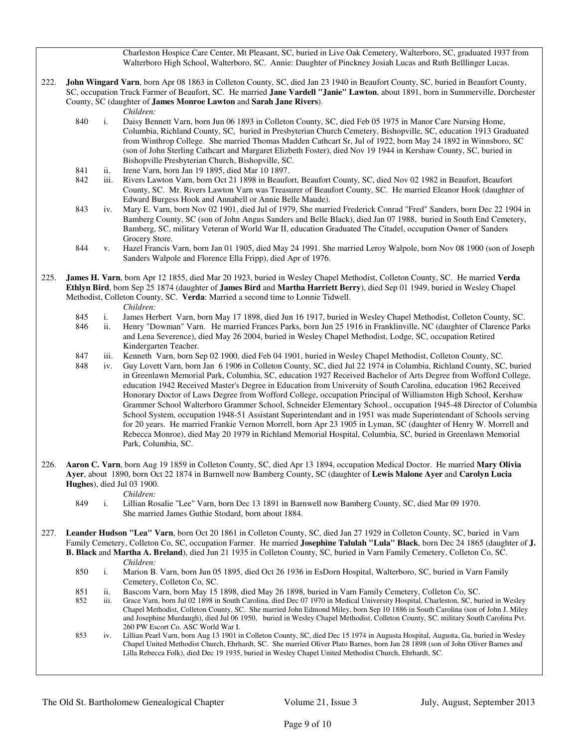Charleston Hospice Care Center, Mt Pleasant, SC, buried in Live Oak Cemetery, Walterboro, SC, graduated 1937 from Walterboro High School, Walterboro, SC. Annie: Daughter of Pinckney Josiah Lucas and Ruth Belllinger Lucas.

222. **John Wingard Varn**, born Apr 08 1863 in Colleton County, SC, died Jan 23 1940 in Beaufort County, SC, buried in Beaufort County, SC, occupation Truck Farmer of Beaufort, SC. He married **Jane Vardell "Janie" Lawton**, about 1891, born in Summerville, Dorchester County, SC (daughter of **James Monroe Lawton** and **Sarah Jane Rivers**).

*Children:*

- 840 i. Daisy Bennett Varn, born Jun 06 1893 in Colleton County, SC, died Feb 05 1975 in Manor Care Nursing Home, Columbia, Richland County, SC, buried in Presbyterian Church Cemetery, Bishopville, SC, education 1913 Graduated from Winthrop College. She married Thomas Madden Cathcart Sr, Jul of 1922, born May 24 1892 in Winnsboro, SC (son of John Sterling Cathcart and Margaret Elizbeth Foster), died Nov 19 1944 in Kershaw County, SC, buried in Bishopville Presbyterian Church, Bishopville, SC.
- 841 ii. Irene Varn, born Jan 19 1895, died Mar 10 1897.
- 842 iii. Rivers Lawton Varn, born Oct 21 1898 in Beaufort, Beaufort County, SC, died Nov 02 1982 in Beaufort, Beaufort County, SC. Mr. Rivers Lawton Varn was Treasurer of Beaufort County, SC. He married Eleanor Hook (daughter of Edward Burgess Hook and Annabell or Annie Belle Maude).
- 843 iv. Mary E. Varn, born Nov 02 1901, died Jul of 1979, She married Frederick Conrad "Fred" Sanders, born Dec 22 1904 in Bamberg County, SC (son of John Angus Sanders and Belle Black), died Jan 07 1988, buried in South End Cemetery, Bamberg, SC, military Veteran of World War II, education Graduated The Citadel, occupation Owner of Sanders Grocery Store.
- 844 v. Hazel Francis Varn, born Jan 01 1905, died May 24 1991. She married Leroy Walpole, born Nov 08 1900 (son of Joseph Sanders Walpole and Florence Ella Fripp), died Apr of 1976.

225. **James H. Varn**, born Apr 12 1855, died Mar 20 1923, buried in Wesley Chapel Methodist, Colleton County, SC. He married **Verda Ethlyn Bird**, born Sep 25 1874 (daughter of **James Bird** and **Martha Harriett Berry**), died Sep 01 1949, buried in Wesley Chapel Methodist, Colleton County, SC. **Verda**: Married a second time to Lonnie Tidwell.

*Children:*

- 845 i. James Herbert Varn, born May 17 1898, died Jun 16 1917, buried in Wesley Chapel Methodist, Colleton County, SC.
- 846 ii. Henry "Dowman" Varn. He married Frances Parks, born Jun 25 1916 in Franklinville, NC (daughter of Clarence Parks and Lena Severence), died May 26 2004, buried in Wesley Chapel Methodist, Lodge, SC, occupation Retired Kindergarten Teacher.
- 847 iii. Kenneth Varn, born Sep 02 1900, died Feb 04 1901, buried in Wesley Chapel Methodist, Colleton County, SC.
- 848 iv. Guy Lovett Varn, born Jan 6 1906 in Colleton County, SC, died Jul 22 1974 in Columbia, Richland County, SC, buried in Greenlawn Memorial Park, Columbia, SC, education 1927 Received Bachelor of Arts Degree from Wofford College, education 1942 Received Master's Degree in Education from University of South Carolina, education 1962 Received Honorary Doctor of Laws Degree from Wofford College, occupation Principal of Williamston High School, Kershaw Grammer School Walterboro Grammer School, Schneider Elementary School., occupation 1945-48 Director of Columbia School System, occupation 1948-51 Assistant Superintendant and in 1951 was made Superintendant of Schools serving for 20 years. He married Frankie Vernon Morrell, born Apr 23 1905 in Lyman, SC (daughter of Henry W. Morrell and Rebecca Monroe), died May 20 1979 in Richland Memorial Hospital, Columbia, SC, buried in Greenlawn Memorial Park, Columbia, SC.

226. **Aaron C. Varn**, born Aug 19 1859 in Colleton County, SC, died Apr 13 1894, occupation Medical Doctor. He married **Mary Olivia Ayer**, about 1890, born Oct 22 1874 in Barnwell now Bamberg County, SC (daughter of **Lewis Malone Ayer** and **Carolyn Lucia Hughes**), died Jul 03 1900.

*Children:*

- 849 i. Lillian Rosalie "Lee" Varn, born Dec 13 1891 in Barnwell now Bamberg County, SC, died Mar 09 1970. She married James Guthie Stodard, born about 1884.

227. **Leander Hudson "Lea" Varn**, born Oct 20 1861 in Colleton County, SC, died Jan 27 1929 in Colleton County, SC, buried in Varn Family Cemetery, Colleton Co, SC, occupation Farmer. He married **Josephine Talulah "Lula" Black**, born Dec 24 1865 (daughter of **J. B. Black** and **Martha A. Breland**), died Jun 21 1935 in Colleton County, SC, buried in Varn Family Cemetery, Colleton Co, SC.

*Children:*

- 850 i. Marion B. Varn, born Jun 05 1895, died Oct 26 1936 in EsDorn Hospital, Walterboro, SC, buried in Varn Family Cemetery, Colleton Co, SC.
- 851 ii. Bascom Varn, born May 15 1898, died May 26 1898, buried in Varn Family Cemetery, Colleton Co, SC.
- 852 iii. Grace Varn, born Jul 02 1898 in South Carolina, died Dec 07 1970 in Medical University Hospital, Charleston, SC, buried in Wesley Chapel Methodist, Colleton County, SC. She married John Edmond Miley, born Sep 10 1886 in South Carolina (son of John J. Miley and Josephine Murdaugh), died Jul 06 1950, buried in Wesley Chapel Methodist, Colleton County, SC, military South Carolina Pvt. 260 PW Escort Co. ASC World War I.
- 853 iv. Lillian Pearl Varn, born Aug 13 1901 in Colleton County, SC, died Dec 15 1974 in Augusta Hospital, Augusta, Ga, buried in Wesley Chapel United Methodist Church, Ehrhardt, SC. She married Oliver Plato Barnes, born Jan 28 1898 (son of John Oliver Barnes and Lilla Rebecca Folk), died Dec 19 1935, buried in Wesley Chapel United Methodist Church, Ehrhardt, SC.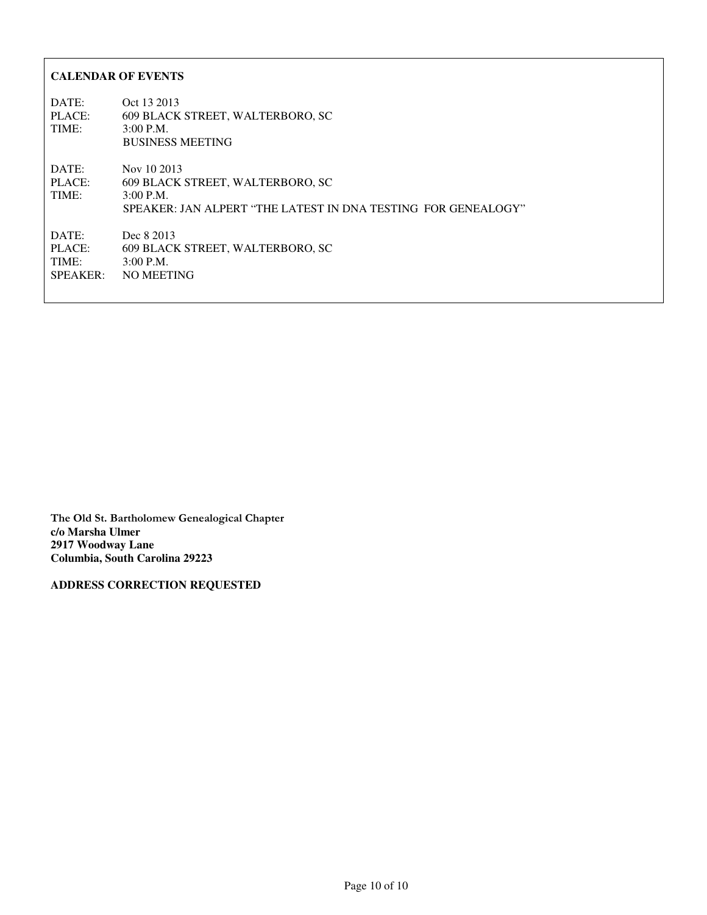**CALENDAR OF EVENTS**

DATE: Oct 13 2013
PLACE: 609 BLACK STREET, WALTERBORO, SC
TIME: 3:00 P.M.
BUSINESS MEETING

DATE: Nov 10 2013
PLACE: 609 BLACK STREET, WALTERBORO, SC
TIME: 3:00 P.M.
SPEAKER: JAN ALPERT "THE LATEST IN DNA TESTING FOR GENEALOGY"

DATE: Dec 8 2013
PLACE: 609 BLACK STREET, WALTERBORO, SC
TIME: 3:00 P.M.
SPEAKER: NO MEETING

**The Old St. Bartholomew Genealogical Chapter**
**c/o Marsha Ulmer**
**2917 Woodway Lane**
**Columbia, South Carolina 29223**

**ADDRESS CORRECTION REQUESTED**